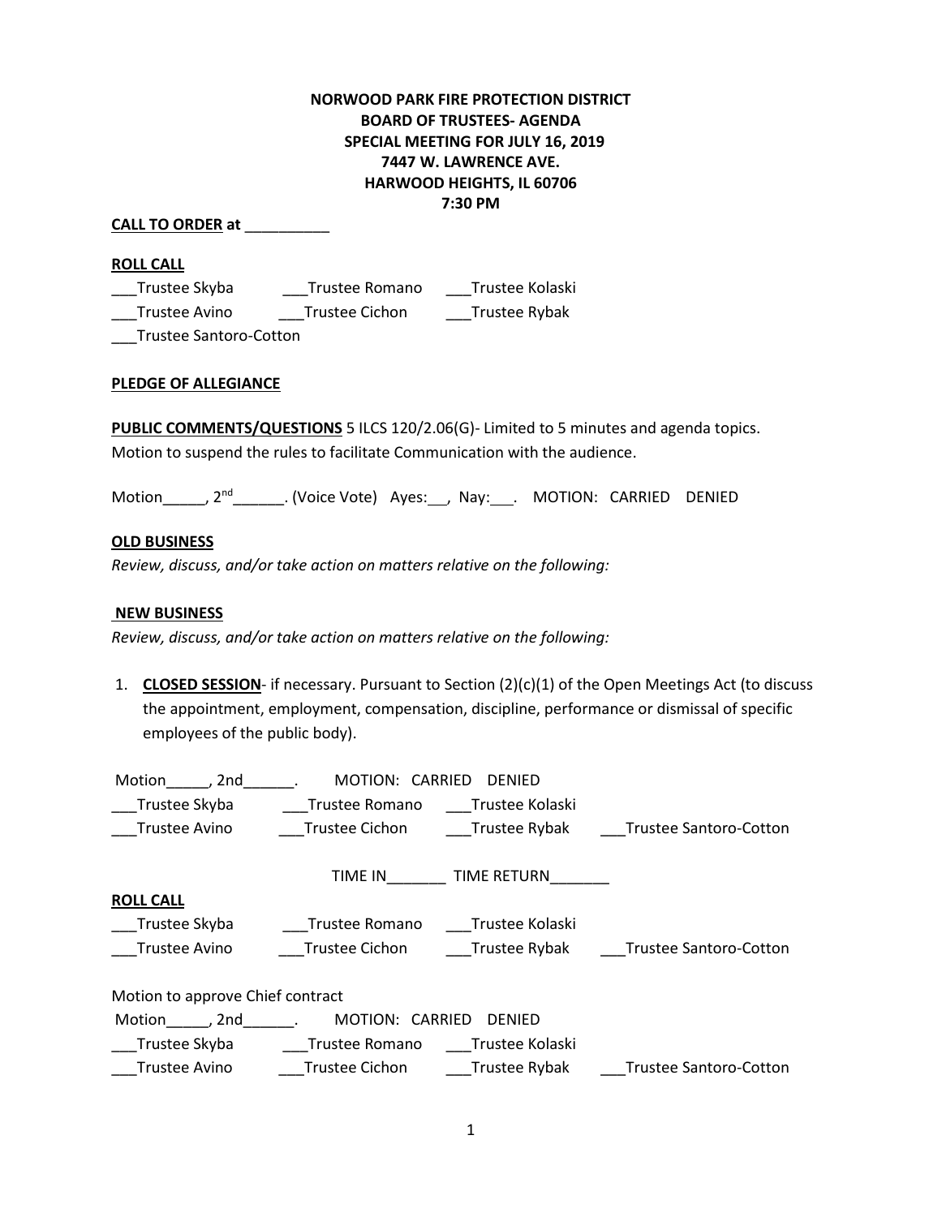**NORWOOD PARK FIRE PROTECTION DISTRICT**
**BOARD OF TRUSTEES- AGENDA**
**SPECIAL MEETING FOR JULY 16, 2019**
**7447 W. LAWRENCE AVE.**
**HARWOOD HEIGHTS, IL 60706**
**7:30 PM**

**CALL TO ORDER at** __________

**ROLL CALL**

___Trustee Skyba ___Trustee Romano ___Trustee Kolaski
___Trustee Avino ___Trustee Cichon ___Trustee Rybak
___Trustee Santoro-Cotton

**PLEDGE OF ALLEGIANCE**

**PUBLIC COMMENTS/QUESTIONS** 5 ILCS 120/2.06(G)- Limited to 5 minutes and agenda topics.
Motion to suspend the rules to facilitate Communication with the audience.

Motion_____, 2nd______. (Voice Vote) Ayes:__, Nay:___. MOTION: CARRIED DENIED

**OLD BUSINESS**

*Review, discuss, and/or take action on matters relative on the following:*

**NEW BUSINESS**

*Review, discuss, and/or take action on matters relative on the following:*

1. **CLOSED SESSION**- if necessary. Pursuant to Section (2)(c)(1) of the Open Meetings Act (to discuss the appointment, employment, compensation, discipline, performance or dismissal of specific employees of the public body).

Motion_____, 2nd______. MOTION: CARRIED DENIED
___Trustee Skyba ___Trustee Romano ___Trustee Kolaski
___Trustee Avino ___Trustee Cichon ___Trustee Rybak ___Trustee Santoro-Cotton

TIME IN_______ TIME RETURN_______

**ROLL CALL**

___Trustee Skyba ___Trustee Romano ___Trustee Kolaski
___Trustee Avino ___Trustee Cichon ___Trustee Rybak ___Trustee Santoro-Cotton

Motion to approve Chief contract
Motion_____, 2nd______. MOTION: CARRIED DENIED
___Trustee Skyba ___Trustee Romano ___Trustee Kolaski
___Trustee Avino ___Trustee Cichon ___Trustee Rybak ___Trustee Santoro-Cotton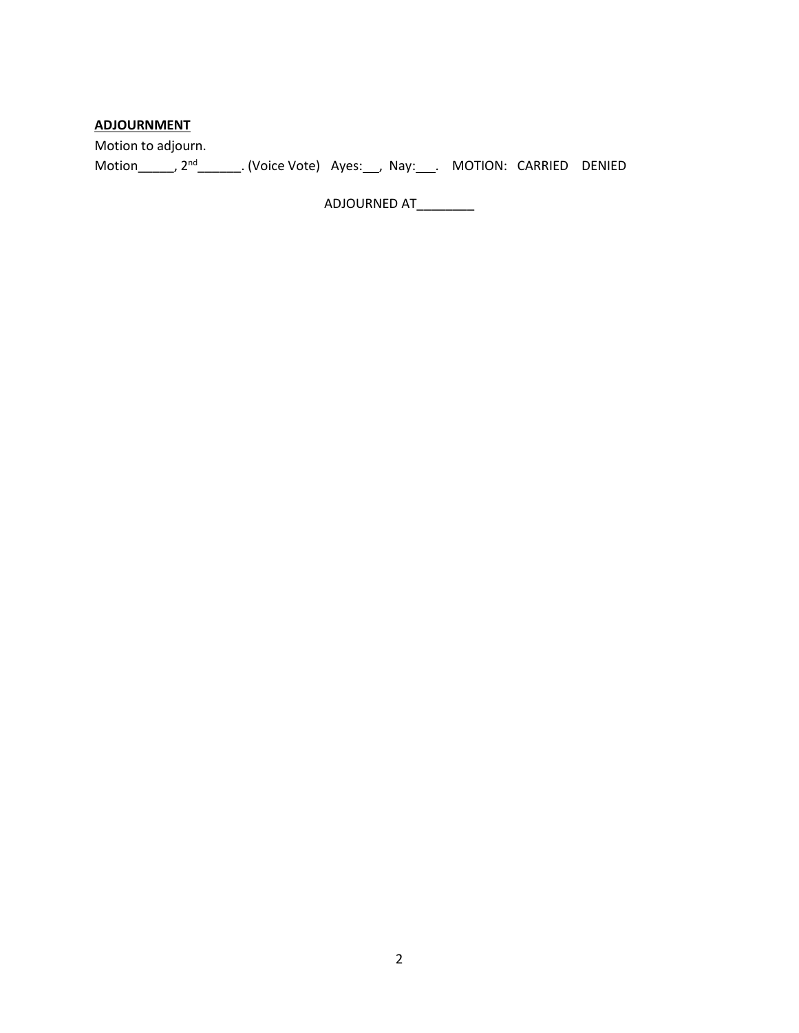**<u>ADJOURNMENT</u>**

Motion to adjourn.

Motion_____, 2nd______. (Voice Vote) Ayes:__, Nay:___. MOTION: CARRIED DENIED

ADJOURNED AT________